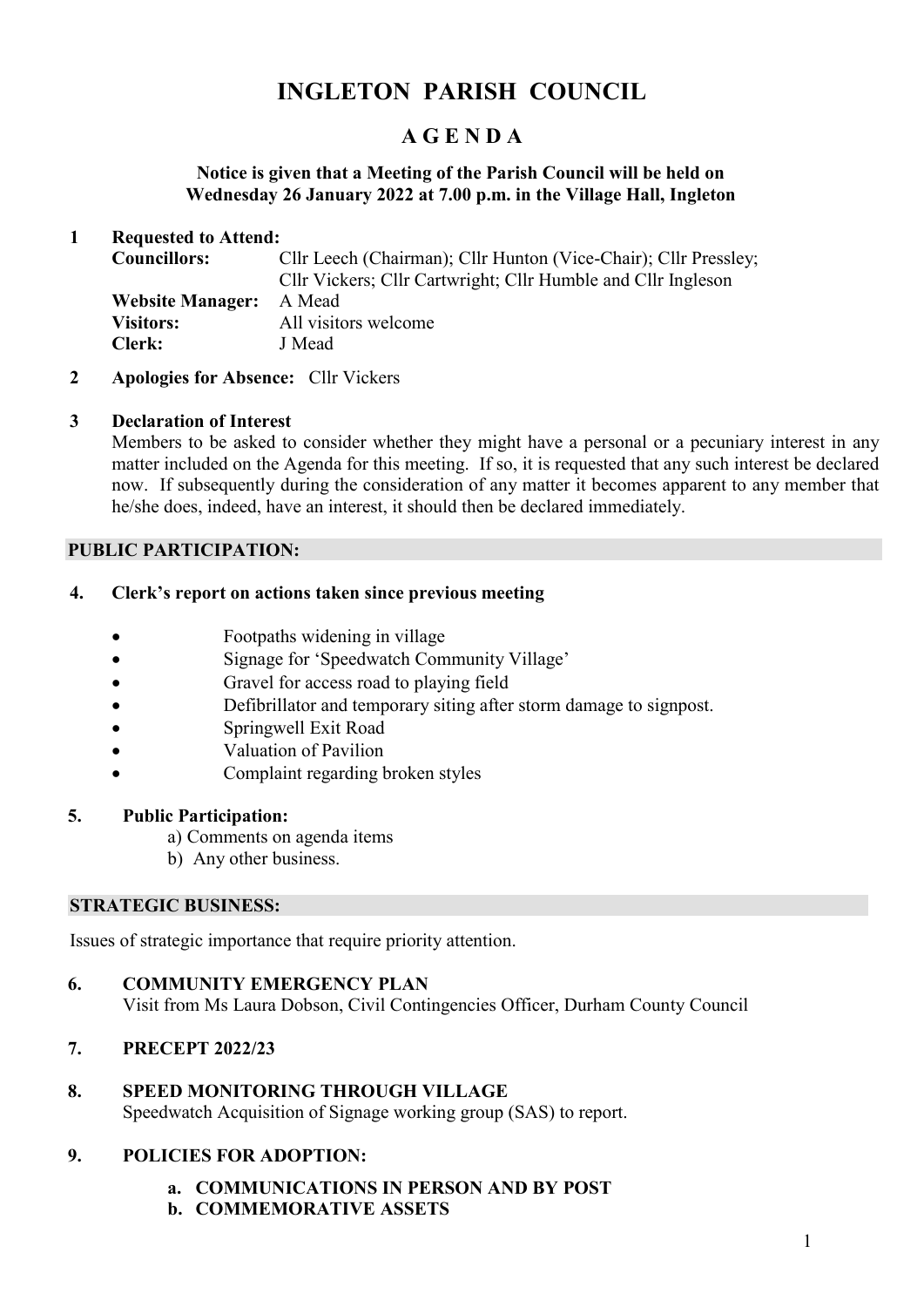# INGLETON PARISH COUNCIL

## A G E N D A

**Notice is given that a Meeting of the Parish Council will be held on Wednesday 26 January 2022 at 7.00 p.m. in the Village Hall, Ingleton**

**1 Requested to Attend:**

| | |
|---|---|
| **Councillors:** | Cllr Leech (Chairman); Cllr Hunton (Vice-Chair); Cllr Pressley; Cllr Vickers; Cllr Cartwright; Cllr Humble and Cllr Ingleson |
| **Website Manager:** | A Mead |
| **Visitors:** | All visitors welcome |
| **Clerk:** | J Mead |

**2 Apologies for Absence:** Cllr Vickers

**3 Declaration of Interest**

Members to be asked to consider whether they might have a personal or a pecuniary interest in any matter included on the Agenda for this meeting. If so, it is requested that any such interest be declared now. If subsequently during the consideration of any matter it becomes apparent to any member that he/she does, indeed, have an interest, it should then be declared immediately.

**PUBLIC PARTICIPATION:**

**4. Clerk's report on actions taken since previous meeting**

- Footpaths widening in village
- Signage for 'Speedwatch Community Village'
- Gravel for access road to playing field
- Defibrillator and temporary siting after storm damage to signpost.
- Springwell Exit Road
- Valuation of Pavilion
- Complaint regarding broken styles

**5. Public Participation:**

a) Comments on agenda items
b) Any other business.

**STRATEGIC BUSINESS:**

Issues of strategic importance that require priority attention.

**6. COMMUNITY EMERGENCY PLAN**

Visit from Ms Laura Dobson, Civil Contingencies Officer, Durham County Council

**7. PRECEPT 2022/23**

**8. SPEED MONITORING THROUGH VILLAGE**

Speedwatch Acquisition of Signage working group (SAS) to report.

**9. POLICIES FOR ADOPTION:**

**a. COMMUNICATIONS IN PERSON AND BY POST**
**b. COMMEMORATIVE ASSETS**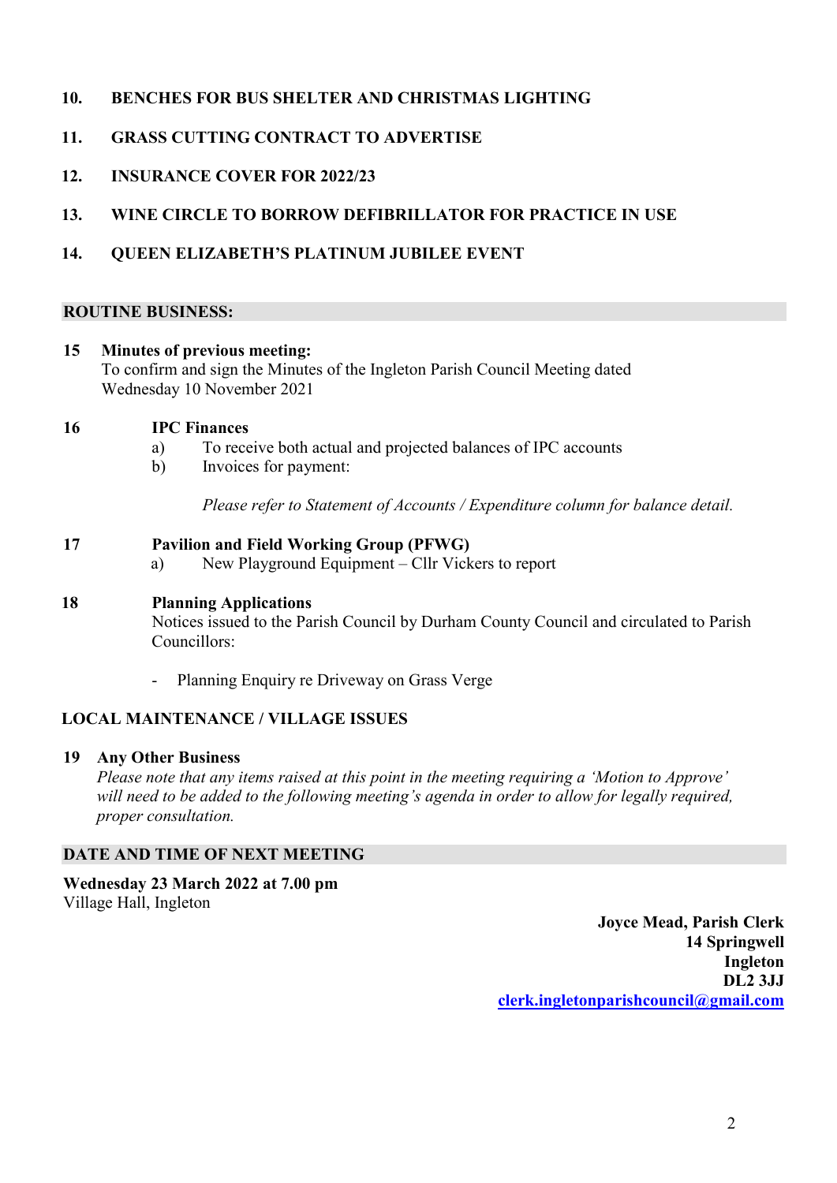**10. BENCHES FOR BUS SHELTER AND CHRISTMAS LIGHTING**

**11. GRASS CUTTING CONTRACT TO ADVERTISE**

**12. INSURANCE COVER FOR 2022/23**

**13. WINE CIRCLE TO BORROW DEFIBRILLATOR FOR PRACTICE IN USE**

**14. QUEEN ELIZABETH'S PLATINUM JUBILEE EVENT**

## ROUTINE BUSINESS:

**15 Minutes of previous meeting:**
To confirm and sign the Minutes of the Ingleton Parish Council Meeting dated Wednesday 10 November 2021

**16 IPC Finances**

a) To receive both actual and projected balances of IPC accounts
b) Invoices for payment:

*Please refer to Statement of Accounts / Expenditure column for balance detail.*

**17 Pavilion and Field Working Group (PFWG)**

a) New Playground Equipment – Cllr Vickers to report

**18 Planning Applications**
Notices issued to the Parish Council by Durham County Council and circulated to Parish Councillors:

- Planning Enquiry re Driveway on Grass Verge

## LOCAL MAINTENANCE / VILLAGE ISSUES

**19 Any Other Business**
*Please note that any items raised at this point in the meeting requiring a 'Motion to Approve' will need to be added to the following meeting's agenda in order to allow for legally required, proper consultation.*

## DATE AND TIME OF NEXT MEETING

**Wednesday 23 March 2022 at 7.00 pm**
Village Hall, Ingleton

**Joyce Mead, Parish Clerk**
**14 Springwell**
**Ingleton**
**DL2 3JJ**
**clerk.ingletonparishcouncil@gmail.com**